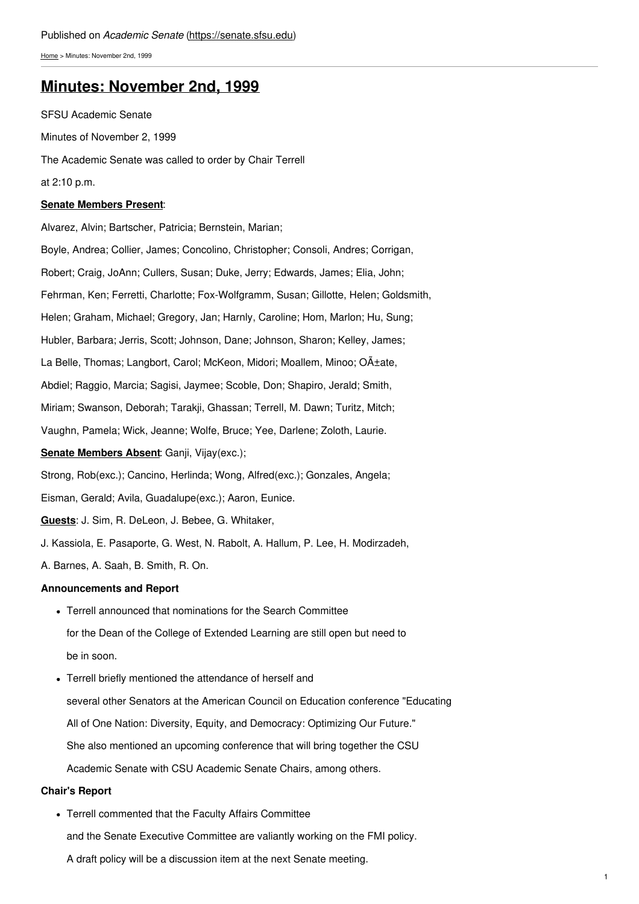Published on *Academic Senate* (https://senate.sfsu.edu)

Home > Minutes: November 2nd, 1999

# Minutes: November 2nd, 1999

SFSU Academic Senate

Minutes of November 2, 1999

The Academic Senate was called to order by Chair Terrell at 2:10 p.m.

**Senate Members Present**:

Alvarez, Alvin; Bartscher, Patricia; Bernstein, Marian; Boyle, Andrea; Collier, James; Concolino, Christopher; Consoli, Andres; Corrigan, Robert; Craig, JoAnn; Cullers, Susan; Duke, Jerry; Edwards, James; Elia, John; Fehrman, Ken; Ferretti, Charlotte; Fox-Wolfgramm, Susan; Gillotte, Helen; Goldsmith, Helen; Graham, Michael; Gregory, Jan; Harnly, Caroline; Hom, Marlon; Hu, Sung; Hubler, Barbara; Jerris, Scott; Johnson, Dane; Johnson, Sharon; Kelley, James; La Belle, Thomas; Langbort, Carol; McKeon, Midori; Moallem, Minoo; OÃ±ate, Abdiel; Raggio, Marcia; Sagisi, Jaymee; Scoble, Don; Shapiro, Jerald; Smith, Miriam; Swanson, Deborah; Tarakji, Ghassan; Terrell, M. Dawn; Turitz, Mitch; Vaughn, Pamela; Wick, Jeanne; Wolfe, Bruce; Yee, Darlene; Zoloth, Laurie.

**Senate Members Absent**: Ganji, Vijay(exc.); Strong, Rob(exc.); Cancino, Herlinda; Wong, Alfred(exc.); Gonzales, Angela; Eisman, Gerald; Avila, Guadalupe(exc.); Aaron, Eunice.

**Guests**: J. Sim, R. DeLeon, J. Bebee, G. Whitaker, J. Kassiola, E. Pasaporte, G. West, N. Rabolt, A. Hallum, P. Lee, H. Modirzadeh, A. Barnes, A. Saah, B. Smith, R. On.

**Announcements and Report**

- Terrell announced that nominations for the Search Committee for the Dean of the College of Extended Learning are still open but need to be in soon.
- Terrell briefly mentioned the attendance of herself and several other Senators at the American Council on Education conference "Educating All of One Nation: Diversity, Equity, and Democracy: Optimizing Our Future." She also mentioned an upcoming conference that will bring together the CSU Academic Senate with CSU Academic Senate Chairs, among others.

**Chair's Report**

- Terrell commented that the Faculty Affairs Committee and the Senate Executive Committee are valiantly working on the FMI policy. A draft policy will be a discussion item at the next Senate meeting.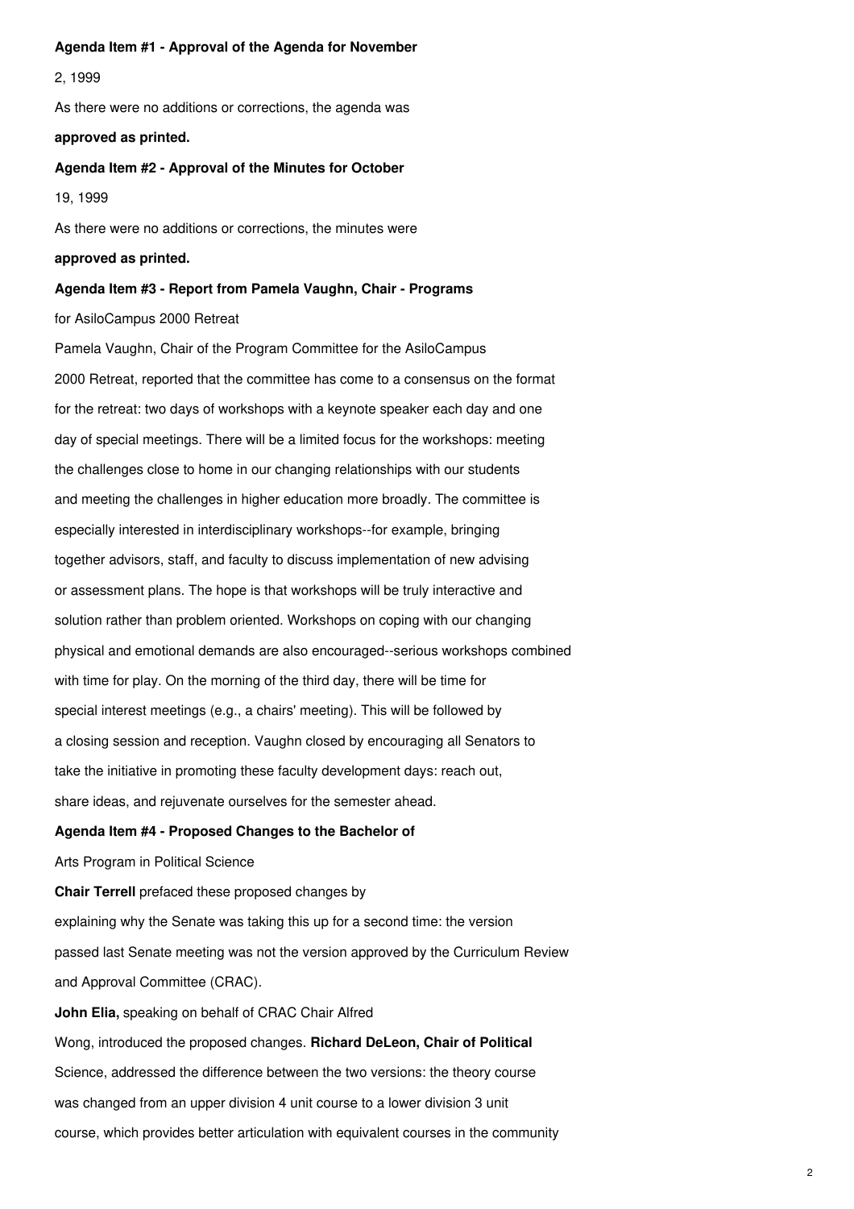**Agenda Item #1 - Approval of the Agenda for November 2, 1999**

As there were no additions or corrections, the agenda was **approved as printed.**

**Agenda Item #2 - Approval of the Minutes for October 19, 1999**

As there were no additions or corrections, the minutes were **approved as printed.**

**Agenda Item #3 - Report from Pamela Vaughn, Chair - Programs for AsiloCampus 2000 Retreat**

Pamela Vaughn, Chair of the Program Committee for the AsiloCampus 2000 Retreat, reported that the committee has come to a consensus on the format for the retreat: two days of workshops with a keynote speaker each day and one day of special meetings. There will be a limited focus for the workshops: meeting the challenges close to home in our changing relationships with our students and meeting the challenges in higher education more broadly. The committee is especially interested in interdisciplinary workshops--for example, bringing together advisors, staff, and faculty to discuss implementation of new advising or assessment plans. The hope is that workshops will be truly interactive and solution rather than problem oriented. Workshops on coping with our changing physical and emotional demands are also encouraged--serious workshops combined with time for play. On the morning of the third day, there will be time for special interest meetings (e.g., a chairs' meeting). This will be followed by a closing session and reception. Vaughn closed by encouraging all Senators to take the initiative in promoting these faculty development days: reach out, share ideas, and rejuvenate ourselves for the semester ahead.

**Agenda Item #4 - Proposed Changes to the Bachelor of Arts Program in Political Science**

**Chair Terrell** prefaced these proposed changes by explaining why the Senate was taking this up for a second time: the version passed last Senate meeting was not the version approved by the Curriculum Review and Approval Committee (CRAC).

**John Elia,** speaking on behalf of CRAC Chair Alfred Wong, introduced the proposed changes. **Richard DeLeon, Chair of Political** Science, addressed the difference between the two versions: the theory course was changed from an upper division 4 unit course to a lower division 3 unit course, which provides better articulation with equivalent courses in the community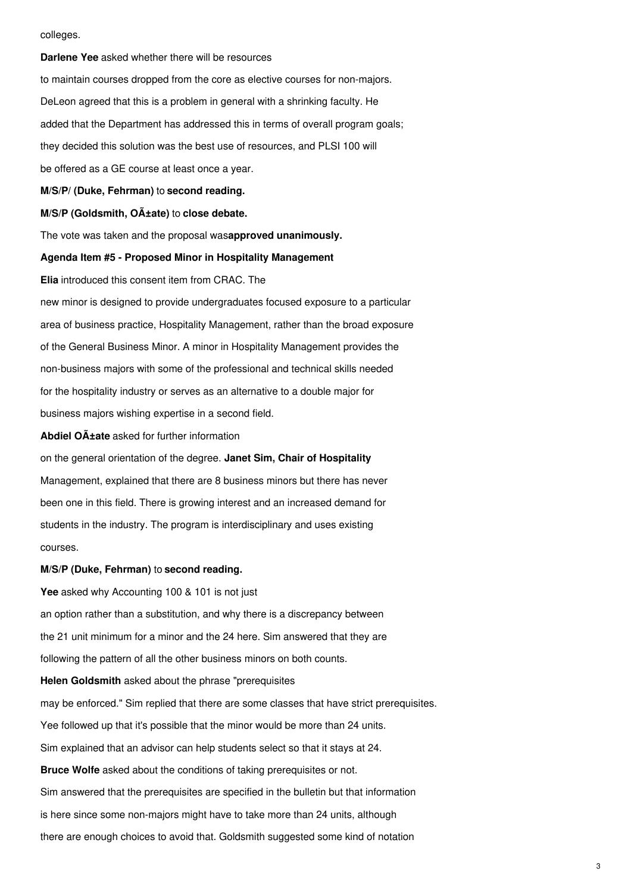colleges.

**Darlene Yee** asked whether there will be resources to maintain courses dropped from the core as elective courses for non-majors. DeLeon agreed that this is a problem in general with a shrinking faculty. He added that the Department has addressed this in terms of overall program goals; they decided this solution was the best use of resources, and PLSI 100 will be offered as a GE course at least once a year.

**M/S/P/ (Duke, Fehrman)** to **second reading.**

**M/S/P (Goldsmith, OÃ±ate)** to **close debate.**

The vote was taken and the proposal was**approved unanimously.**

**Agenda Item #5 - Proposed Minor in Hospitality Management**

**Elia** introduced this consent item from CRAC. The new minor is designed to provide undergraduates focused exposure to a particular area of business practice, Hospitality Management, rather than the broad exposure of the General Business Minor. A minor in Hospitality Management provides the non-business majors with some of the professional and technical skills needed for the hospitality industry or serves as an alternative to a double major for business majors wishing expertise in a second field.

**Abdiel OÃ±ate** asked for further information on the general orientation of the degree. **Janet Sim, Chair of Hospitality** Management, explained that there are 8 business minors but there has never been one in this field. There is growing interest and an increased demand for students in the industry. The program is interdisciplinary and uses existing courses.

**M/S/P (Duke, Fehrman)** to **second reading.**

**Yee** asked why Accounting 100 & 101 is not just an option rather than a substitution, and why there is a discrepancy between the 21 unit minimum for a minor and the 24 here. Sim answered that they are following the pattern of all the other business minors on both counts.

**Helen Goldsmith** asked about the phrase "prerequisites may be enforced." Sim replied that there are some classes that have strict prerequisites. Yee followed up that it's possible that the minor would be more than 24 units. Sim explained that an advisor can help students select so that it stays at 24.

**Bruce Wolfe** asked about the conditions of taking prerequisites or not. Sim answered that the prerequisites are specified in the bulletin but that information is here since some non-majors might have to take more than 24 units, although there are enough choices to avoid that. Goldsmith suggested some kind of notation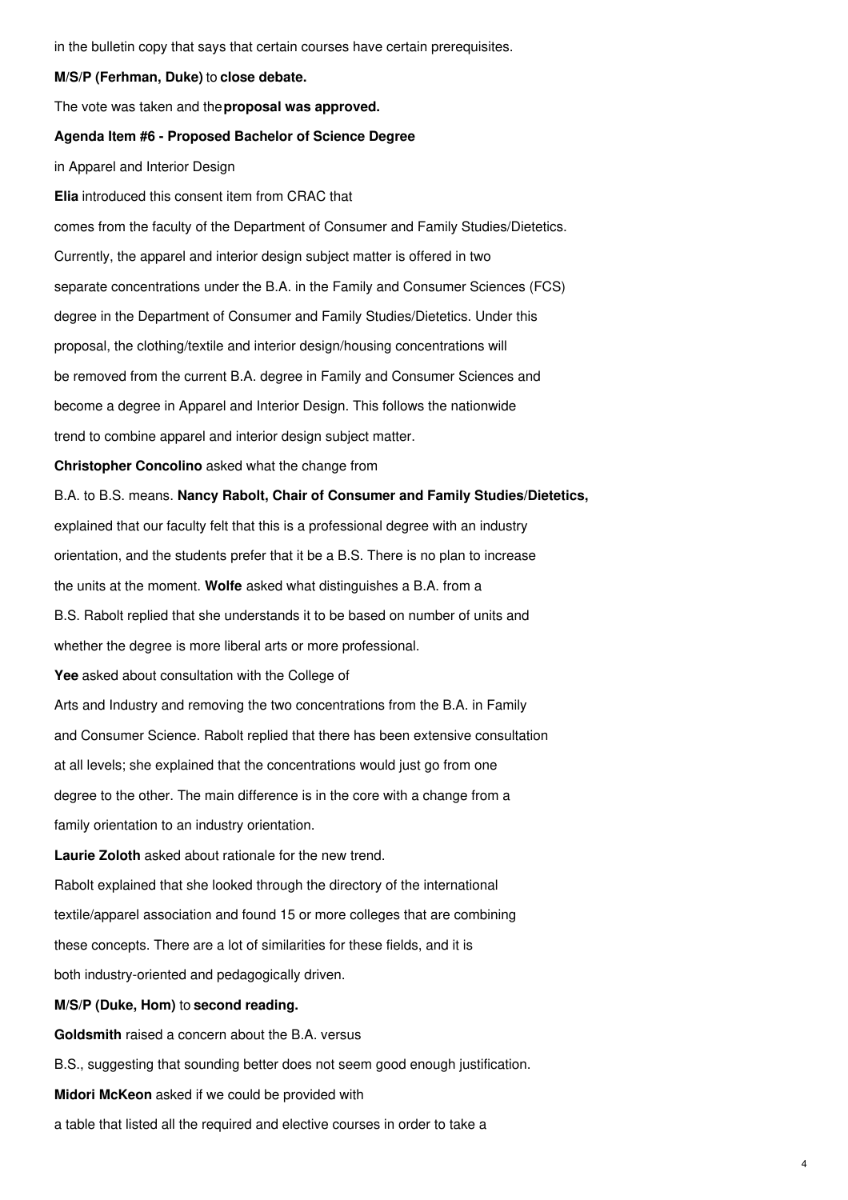in the bulletin copy that says that certain courses have certain prerequisites.

**M/S/P (Ferhman, Duke)** to **close debate.**

The vote was taken and the **proposal was approved.**

**Agenda Item #6 - Proposed Bachelor of Science Degree** in Apparel and Interior Design

**Elia** introduced this consent item from CRAC that comes from the faculty of the Department of Consumer and Family Studies/Dietetics. Currently, the apparel and interior design subject matter is offered in two separate concentrations under the B.A. in the Family and Consumer Sciences (FCS) degree in the Department of Consumer and Family Studies/Dietetics. Under this proposal, the clothing/textile and interior design/housing concentrations will be removed from the current B.A. degree in Family and Consumer Sciences and become a degree in Apparel and Interior Design. This follows the nationwide trend to combine apparel and interior design subject matter.

**Christopher Concolino** asked what the change from B.A. to B.S. means. **Nancy Rabolt, Chair of Consumer and Family Studies/Dietetics,** explained that our faculty felt that this is a professional degree with an industry orientation, and the students prefer that it be a B.S. There is no plan to increase the units at the moment. **Wolfe** asked what distinguishes a B.A. from a B.S. Rabolt replied that she understands it to be based on number of units and whether the degree is more liberal arts or more professional.

**Yee** asked about consultation with the College of Arts and Industry and removing the two concentrations from the B.A. in Family and Consumer Science. Rabolt replied that there has been extensive consultation at all levels; she explained that the concentrations would just go from one degree to the other. The main difference is in the core with a change from a family orientation to an industry orientation.

**Laurie Zoloth** asked about rationale for the new trend. Rabolt explained that she looked through the directory of the international textile/apparel association and found 15 or more colleges that are combining these concepts. There are a lot of similarities for these fields, and it is both industry-oriented and pedagogically driven.

**M/S/P (Duke, Hom)** to **second reading.**

**Goldsmith** raised a concern about the B.A. versus B.S., suggesting that sounding better does not seem good enough justification.

**Midori McKeon** asked if we could be provided with a table that listed all the required and elective courses in order to take a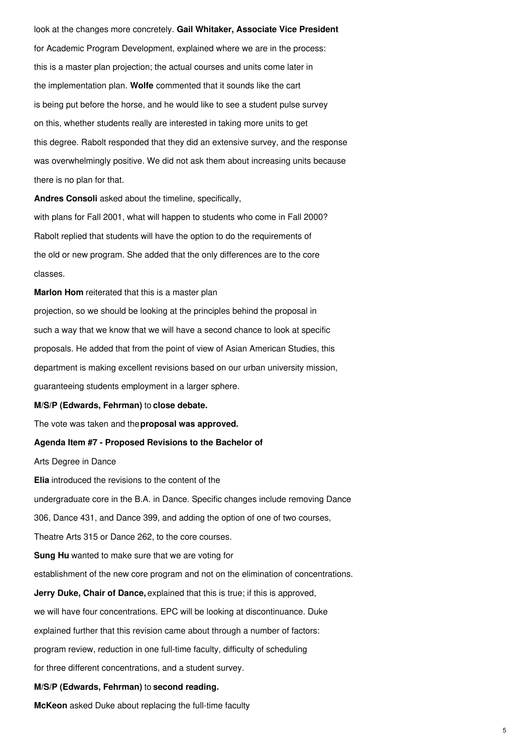look at the changes more concretely. **Gail Whitaker, Associate Vice President** for Academic Program Development, explained where we are in the process: this is a master plan projection; the actual courses and units come later in the implementation plan. **Wolfe** commented that it sounds like the cart is being put before the horse, and he would like to see a student pulse survey on this, whether students really are interested in taking more units to get this degree. Rabolt responded that they did an extensive survey, and the response was overwhelmingly positive. We did not ask them about increasing units because there is no plan for that.

**Andres Consoli** asked about the timeline, specifically, with plans for Fall 2001, what will happen to students who come in Fall 2000? Rabolt replied that students will have the option to do the requirements of the old or new program. She added that the only differences are to the core classes.

**Marlon Hom** reiterated that this is a master plan projection, so we should be looking at the principles behind the proposal in such a way that we know that we will have a second chance to look at specific proposals. He added that from the point of view of Asian American Studies, this department is making excellent revisions based on our urban university mission, guaranteeing students employment in a larger sphere.

**M/S/P (Edwards, Fehrman)** to **close debate.**

The vote was taken and the **proposal was approved.**

**Agenda Item #7 - Proposed Revisions to the Bachelor of** Arts Degree in Dance

**Elia** introduced the revisions to the content of the undergraduate core in the B.A. in Dance. Specific changes include removing Dance 306, Dance 431, and Dance 399, and adding the option of one of two courses, Theatre Arts 315 or Dance 262, to the core courses.

**Sung Hu** wanted to make sure that we are voting for establishment of the new core program and not on the elimination of concentrations.

**Jerry Duke, Chair of Dance,** explained that this is true; if this is approved, we will have four concentrations. EPC will be looking at discontinuance. Duke explained further that this revision came about through a number of factors: program review, reduction in one full-time faculty, difficulty of scheduling for three different concentrations, and a student survey.

**M/S/P (Edwards, Fehrman)** to **second reading.**

**McKeon** asked Duke about replacing the full-time faculty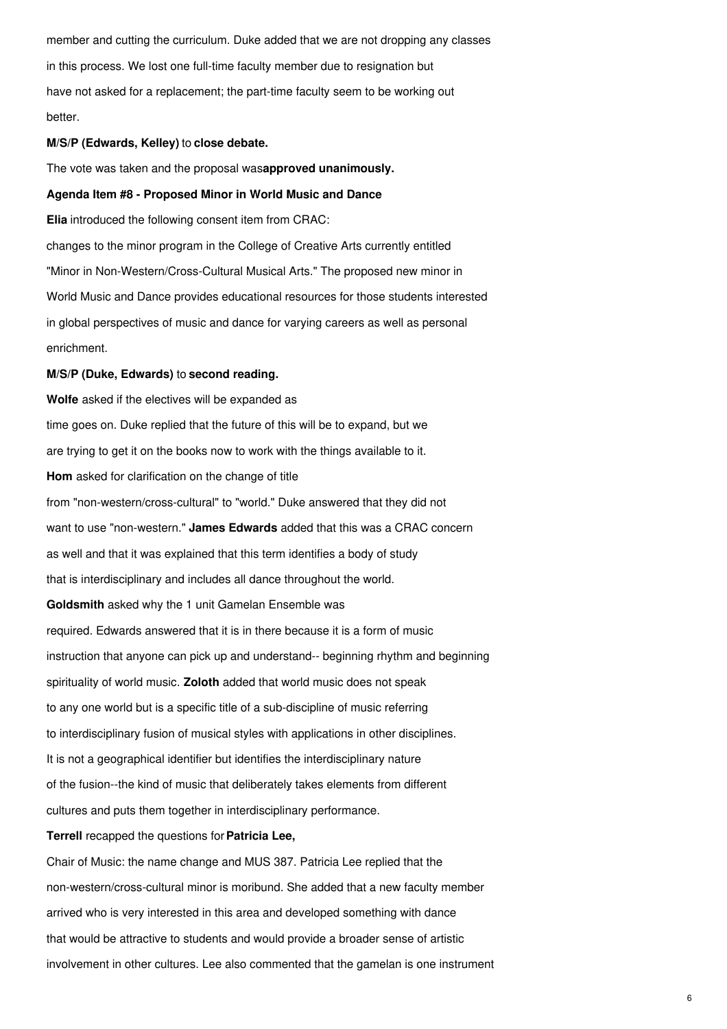member and cutting the curriculum. Duke added that we are not dropping any classes in this process. We lost one full-time faculty member due to resignation but have not asked for a replacement; the part-time faculty seem to be working out better.

**M/S/P (Edwards, Kelley)** to **close debate.**

The vote was taken and the proposal was**approved unanimously.**

**Agenda Item #8 - Proposed Minor in World Music and Dance**

**Elia** introduced the following consent item from CRAC:

changes to the minor program in the College of Creative Arts currently entitled "Minor in Non-Western/Cross-Cultural Musical Arts." The proposed new minor in World Music and Dance provides educational resources for those students interested in global perspectives of music and dance for varying careers as well as personal enrichment.

**M/S/P (Duke, Edwards)** to **second reading.**

**Wolfe** asked if the electives will be expanded as time goes on. Duke replied that the future of this will be to expand, but we are trying to get it on the books now to work with the things available to it.

**Hom** asked for clarification on the change of title from "non-western/cross-cultural" to "world." Duke answered that they did not want to use "non-western." **James Edwards** added that this was a CRAC concern as well and that it was explained that this term identifies a body of study that is interdisciplinary and includes all dance throughout the world.

**Goldsmith** asked why the 1 unit Gamelan Ensemble was required. Edwards answered that it is in there because it is a form of music instruction that anyone can pick up and understand-- beginning rhythm and beginning spirituality of world music. **Zoloth** added that world music does not speak to any one world but is a specific title of a sub-discipline of music referring to interdisciplinary fusion of musical styles with applications in other disciplines. It is not a geographical identifier but identifies the interdisciplinary nature of the fusion--the kind of music that deliberately takes elements from different cultures and puts them together in interdisciplinary performance.

**Terrell** recapped the questions for **Patricia Lee,** Chair of Music: the name change and MUS 387. Patricia Lee replied that the non-western/cross-cultural minor is moribund. She added that a new faculty member arrived who is very interested in this area and developed something with dance that would be attractive to students and would provide a broader sense of artistic involvement in other cultures. Lee also commented that the gamelan is one instrument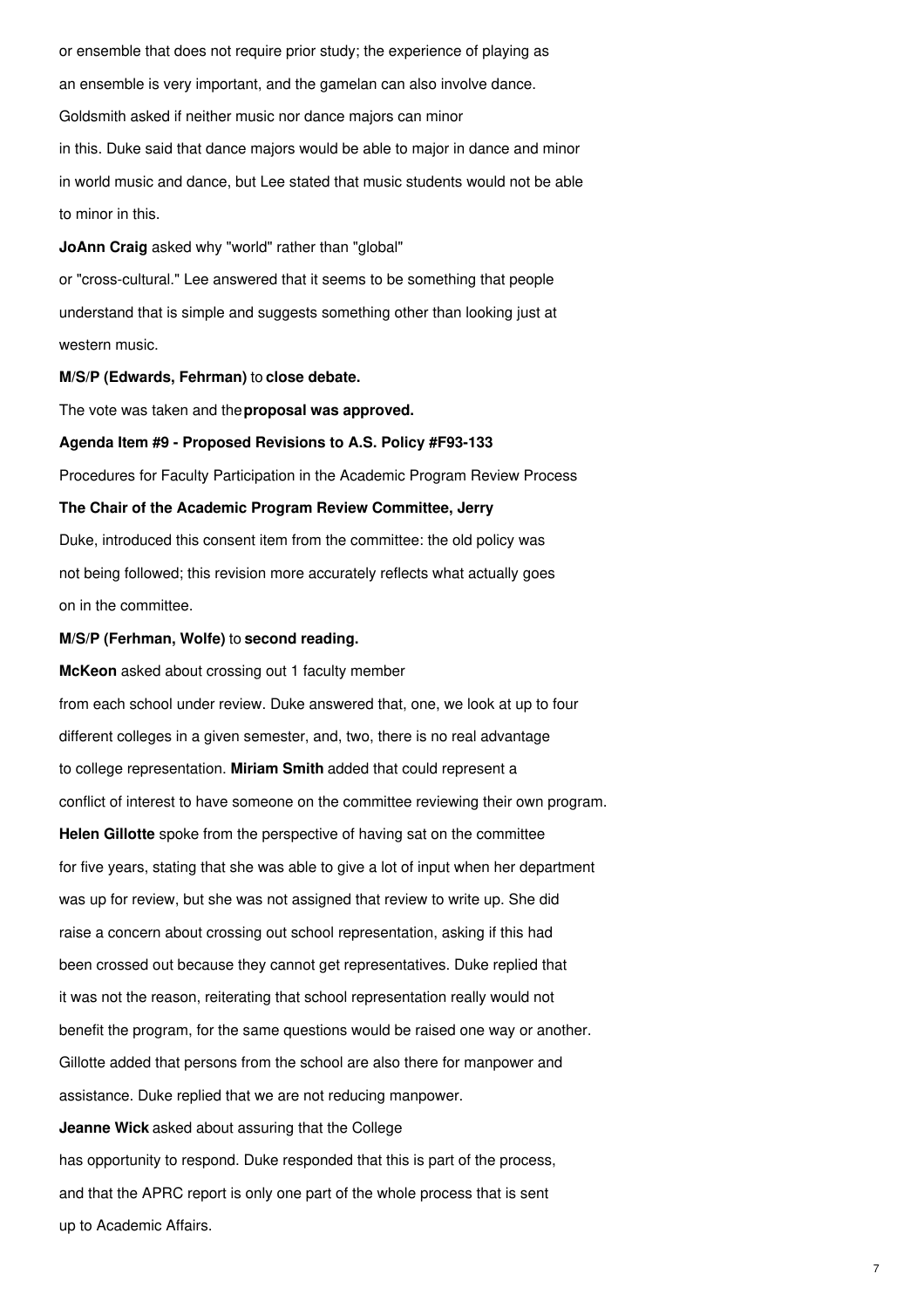or ensemble that does not require prior study; the experience of playing as an ensemble is very important, and the gamelan can also involve dance. Goldsmith asked if neither music nor dance majors can minor in this. Duke said that dance majors would be able to major in dance and minor in world music and dance, but Lee stated that music students would not be able to minor in this.

**JoAnn Craig** asked why "world" rather than "global" or "cross-cultural." Lee answered that it seems to be something that people understand that is simple and suggests something other than looking just at western music.

**M/S/P (Edwards, Fehrman)** to **close debate.**

The vote was taken and the **proposal was approved.**

**Agenda Item #9 - Proposed Revisions to A.S. Policy #F93-133**

Procedures for Faculty Participation in the Academic Program Review Process

**The Chair of the Academic Program Review Committee, Jerry** Duke, introduced this consent item from the committee: the old policy was not being followed; this revision more accurately reflects what actually goes on in the committee.

**M/S/P (Ferhman, Wolfe)** to **second reading.**

**McKeon** asked about crossing out 1 faculty member from each school under review. Duke answered that, one, we look at up to four different colleges in a given semester, and, two, there is no real advantage to college representation. **Miriam Smith** added that could represent a conflict of interest to have someone on the committee reviewing their own program.

**Helen Gillotte** spoke from the perspective of having sat on the committee for five years, stating that she was able to give a lot of input when her department was up for review, but she was not assigned that review to write up. She did raise a concern about crossing out school representation, asking if this had been crossed out because they cannot get representatives. Duke replied that it was not the reason, reiterating that school representation really would not benefit the program, for the same questions would be raised one way or another. Gillotte added that persons from the school are also there for manpower and assistance. Duke replied that we are not reducing manpower.

**Jeanne Wick** asked about assuring that the College has opportunity to respond. Duke responded that this is part of the process, and that the APRC report is only one part of the whole process that is sent up to Academic Affairs.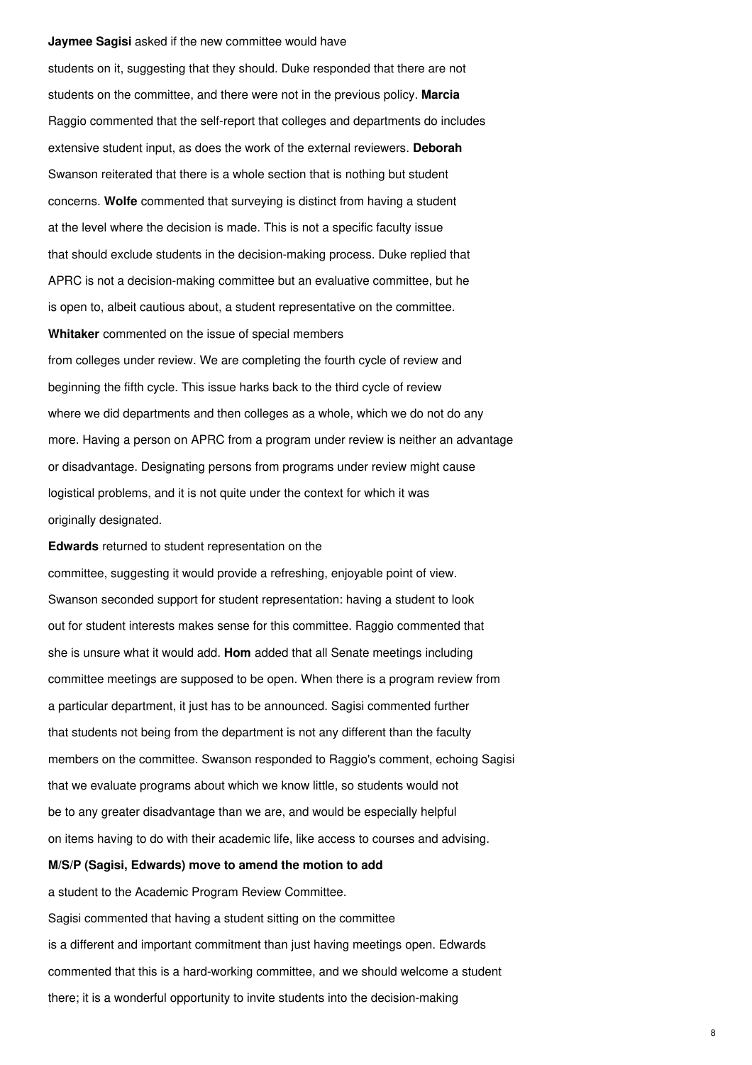**Jaymee Sagisi** asked if the new committee would have students on it, suggesting that they should. Duke responded that there are not students on the committee, and there were not in the previous policy. **Marcia** Raggio commented that the self-report that colleges and departments do includes extensive student input, as does the work of the external reviewers. **Deborah** Swanson reiterated that there is a whole section that is nothing but student concerns. **Wolfe** commented that surveying is distinct from having a student at the level where the decision is made. This is not a specific faculty issue that should exclude students in the decision-making process. Duke replied that APRC is not a decision-making committee but an evaluative committee, but he is open to, albeit cautious about, a student representative on the committee.

**Whitaker** commented on the issue of special members from colleges under review. We are completing the fourth cycle of review and beginning the fifth cycle. This issue harks back to the third cycle of review where we did departments and then colleges as a whole, which we do not do any more. Having a person on APRC from a program under review is neither an advantage or disadvantage. Designating persons from programs under review might cause logistical problems, and it is not quite under the context for which it was originally designated.

**Edwards** returned to student representation on the committee, suggesting it would provide a refreshing, enjoyable point of view. Swanson seconded support for student representation: having a student to look out for student interests makes sense for this committee. Raggio commented that she is unsure what it would add. **Hom** added that all Senate meetings including committee meetings are supposed to be open. When there is a program review from a particular department, it just has to be announced. Sagisi commented further that students not being from the department is not any different than the faculty members on the committee. Swanson responded to Raggio's comment, echoing Sagisi that we evaluate programs about which we know little, so students would not be to any greater disadvantage than we are, and would be especially helpful on items having to do with their academic life, like access to courses and advising.

**M/S/P (Sagisi, Edwards) move to amend the motion to add** a student to the Academic Program Review Committee.

Sagisi commented that having a student sitting on the committee is a different and important commitment than just having meetings open. Edwards commented that this is a hard-working committee, and we should welcome a student there; it is a wonderful opportunity to invite students into the decision-making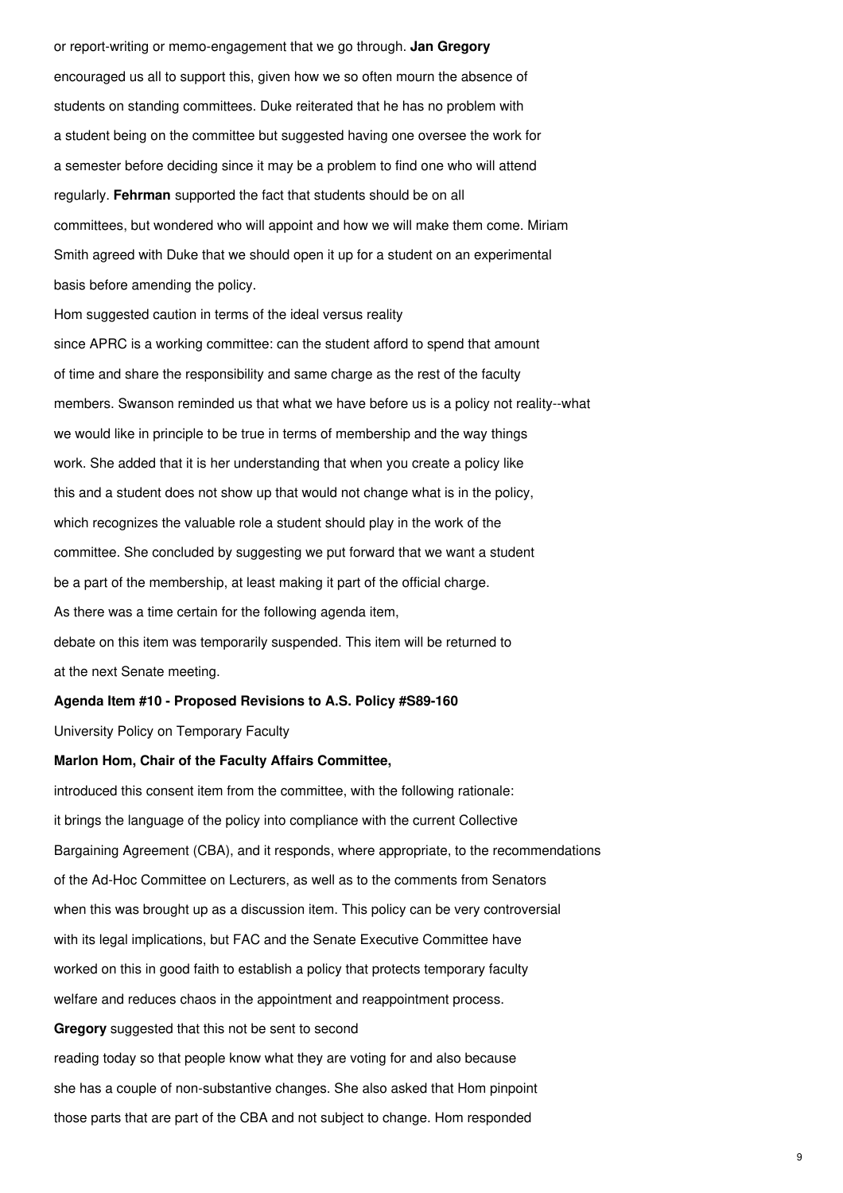or report-writing or memo-engagement that we go through. **Jan Gregory** encouraged us all to support this, given how we so often mourn the absence of students on standing committees. Duke reiterated that he has no problem with a student being on the committee but suggested having one oversee the work for a semester before deciding since it may be a problem to find one who will attend regularly. **Fehrman** supported the fact that students should be on all committees, but wondered who will appoint and how we will make them come. Miriam Smith agreed with Duke that we should open it up for a student on an experimental basis before amending the policy.

Hom suggested caution in terms of the ideal versus reality since APRC is a working committee: can the student afford to spend that amount of time and share the responsibility and same charge as the rest of the faculty members. Swanson reminded us that what we have before us is a policy not reality--what we would like in principle to be true in terms of membership and the way things work. She added that it is her understanding that when you create a policy like this and a student does not show up that would not change what is in the policy, which recognizes the valuable role a student should play in the work of the committee. She concluded by suggesting we put forward that we want a student be a part of the membership, at least making it part of the official charge.

As there was a time certain for the following agenda item, debate on this item was temporarily suspended. This item will be returned to at the next Senate meeting.

**Agenda Item #10 - Proposed Revisions to A.S. Policy #S89-160**

University Policy on Temporary Faculty

**Marlon Hom, Chair of the Faculty Affairs Committee,** introduced this consent item from the committee, with the following rationale: it brings the language of the policy into compliance with the current Collective Bargaining Agreement (CBA), and it responds, where appropriate, to the recommendations of the Ad-Hoc Committee on Lecturers, as well as to the comments from Senators when this was brought up as a discussion item. This policy can be very controversial with its legal implications, but FAC and the Senate Executive Committee have worked on this in good faith to establish a policy that protects temporary faculty welfare and reduces chaos in the appointment and reappointment process.

**Gregory** suggested that this not be sent to second reading today so that people know what they are voting for and also because she has a couple of non-substantive changes. She also asked that Hom pinpoint those parts that are part of the CBA and not subject to change. Hom responded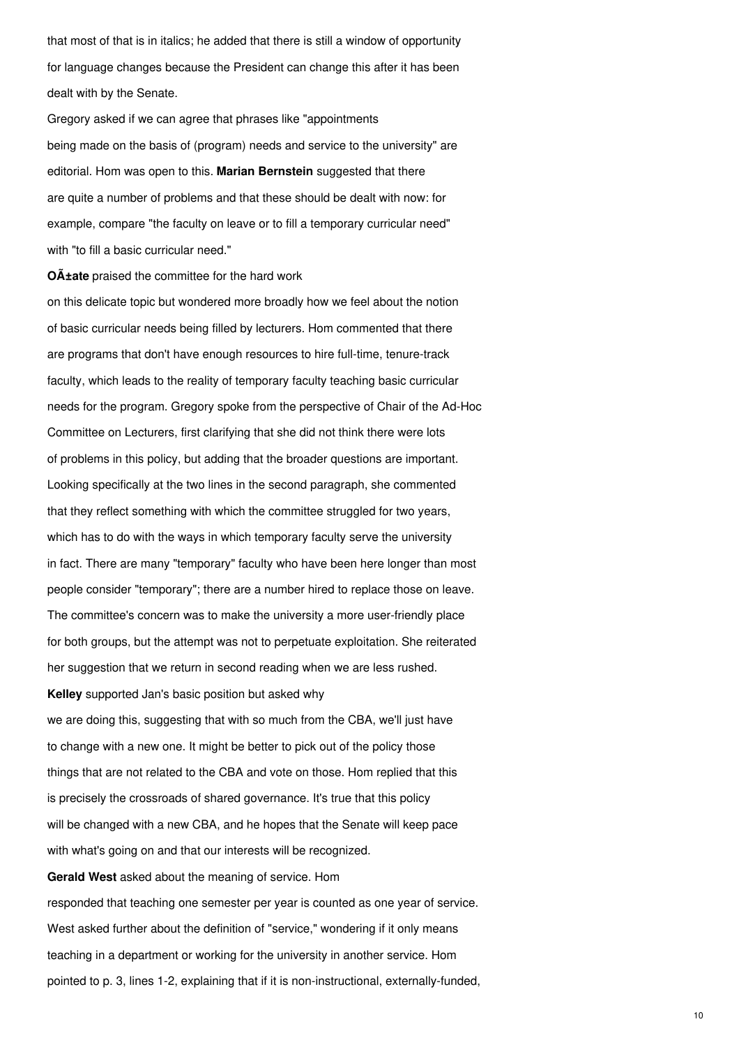that most of that is in italics; he added that there is still a window of opportunity for language changes because the President can change this after it has been dealt with by the Senate.

Gregory asked if we can agree that phrases like "appointments being made on the basis of (program) needs and service to the university" are editorial. Hom was open to this. **Marian Bernstein** suggested that there are quite a number of problems and that these should be dealt with now: for example, compare "the faculty on leave or to fill a temporary curricular need" with "to fill a basic curricular need."

**OÃ±ate** praised the committee for the hard work on this delicate topic but wondered more broadly how we feel about the notion of basic curricular needs being filled by lecturers. Hom commented that there are programs that don't have enough resources to hire full-time, tenure-track faculty, which leads to the reality of temporary faculty teaching basic curricular needs for the program. Gregory spoke from the perspective of Chair of the Ad-Hoc Committee on Lecturers, first clarifying that she did not think there were lots of problems in this policy, but adding that the broader questions are important. Looking specifically at the two lines in the second paragraph, she commented that they reflect something with which the committee struggled for two years, which has to do with the ways in which temporary faculty serve the university in fact. There are many "temporary" faculty who have been here longer than most people consider "temporary"; there are a number hired to replace those on leave. The committee's concern was to make the university a more user-friendly place for both groups, but the attempt was not to perpetuate exploitation. She reiterated her suggestion that we return in second reading when we are less rushed.

**Kelley** supported Jan's basic position but asked why we are doing this, suggesting that with so much from the CBA, we'll just have to change with a new one. It might be better to pick out of the policy those things that are not related to the CBA and vote on those. Hom replied that this is precisely the crossroads of shared governance. It's true that this policy will be changed with a new CBA, and he hopes that the Senate will keep pace with what's going on and that our interests will be recognized.

**Gerald West** asked about the meaning of service. Hom responded that teaching one semester per year is counted as one year of service. West asked further about the definition of "service," wondering if it only means teaching in a department or working for the university in another service. Hom pointed to p. 3, lines 1-2, explaining that if it is non-instructional, externally-funded,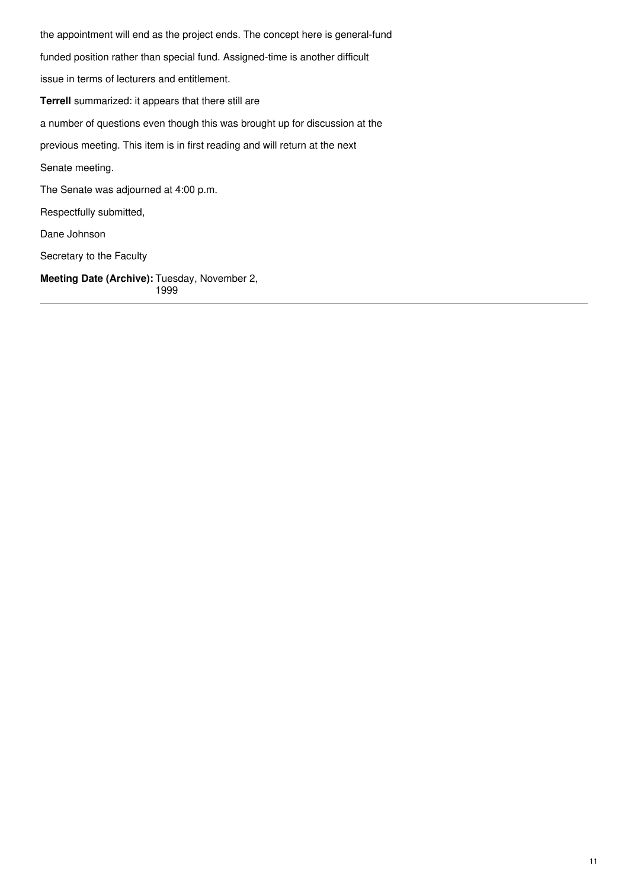the appointment will end as the project ends. The concept here is general-fund funded position rather than special fund. Assigned-time is another difficult issue in terms of lecturers and entitlement.

**Terrell** summarized: it appears that there still are a number of questions even though this was brought up for discussion at the previous meeting. This item is in first reading and will return at the next Senate meeting.

The Senate was adjourned at 4:00 p.m.

Respectfully submitted,

Dane Johnson

Secretary to the Faculty

**Meeting Date (Archive):** Tuesday, November 2, 1999